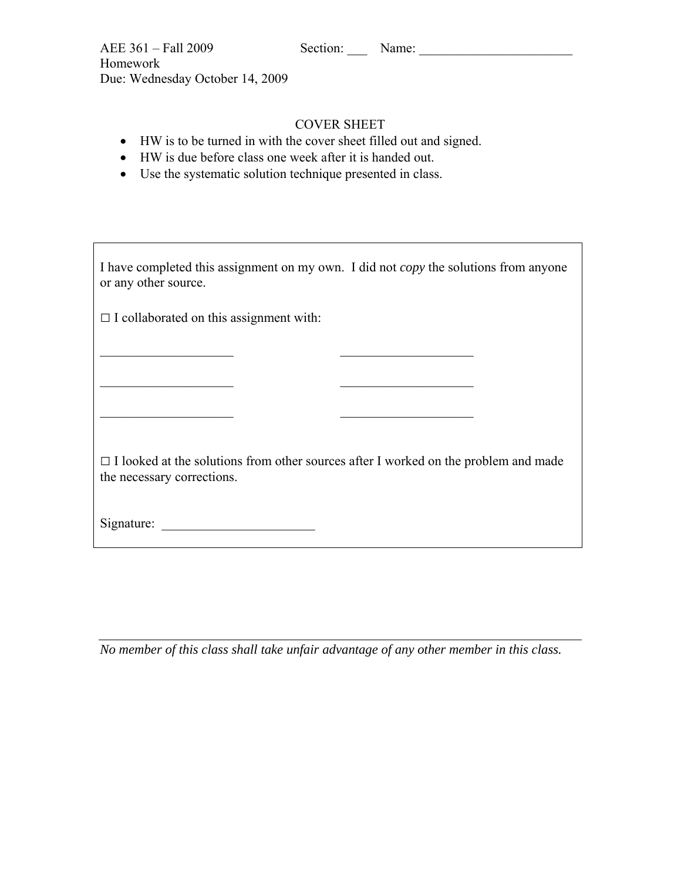AEE 361 – Fall 2009 Section: ___ Name: _______________________

Homework

Due: Wednesday October 14, 2009

## COVER SHEET

- HW is to be turned in with the cover sheet filled out and signed.
- HW is due before class one week after it is handed out.
- Use the systematic solution technique presented in class.

I have completed this assignment on my own. I did not *copy* the solutions from anyone or any other source.

□ I collaborated on this assignment with:

____________________ ____________________

____________________ ____________________

____________________ ____________________

□ I looked at the solutions from other sources after I worked on the problem and made the necessary corrections.

Signature: _______________________

---

*No member of this class shall take unfair advantage of any other member in this class.*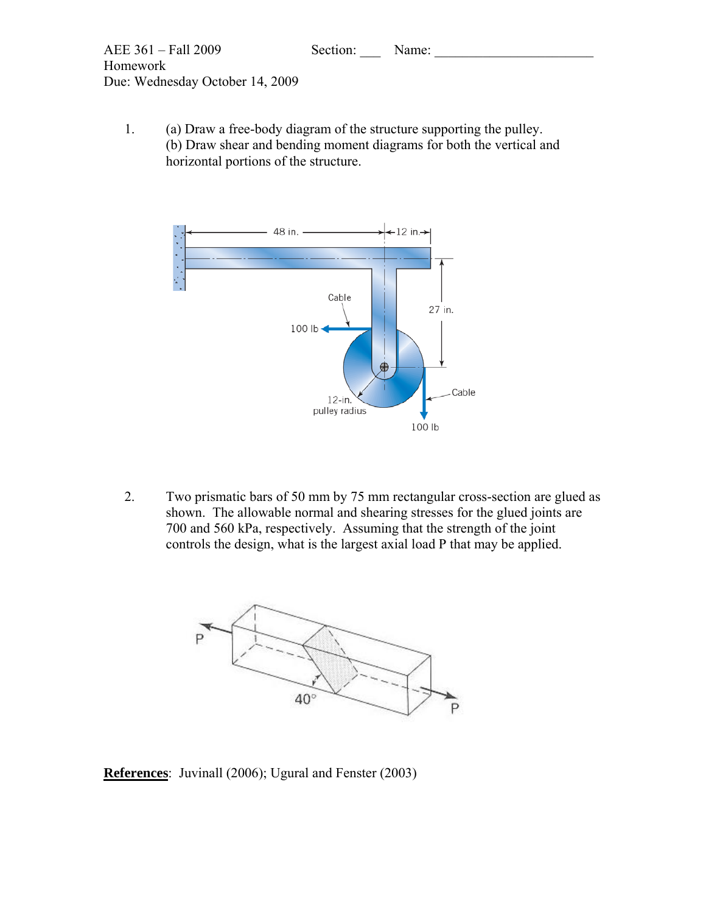AEE 361 – Fall 2009 Section: ___ Name: ______________________
Homework
Due: Wednesday October 14, 2009

1. (a) Draw a free-body diagram of the structure supporting the pulley.
   (b) Draw shear and bending moment diagrams for both the vertical and horizontal portions of the structure.

2. Two prismatic bars of 50 mm by 75 mm rectangular cross-section are glued as shown. The allowable normal and shearing stresses for the glued joints are 700 and 560 kPa, respectively. Assuming that the strength of the joint controls the design, what is the largest axial load P that may be applied.

**References**: Juvinall (2006); Ugural and Fenster (2003)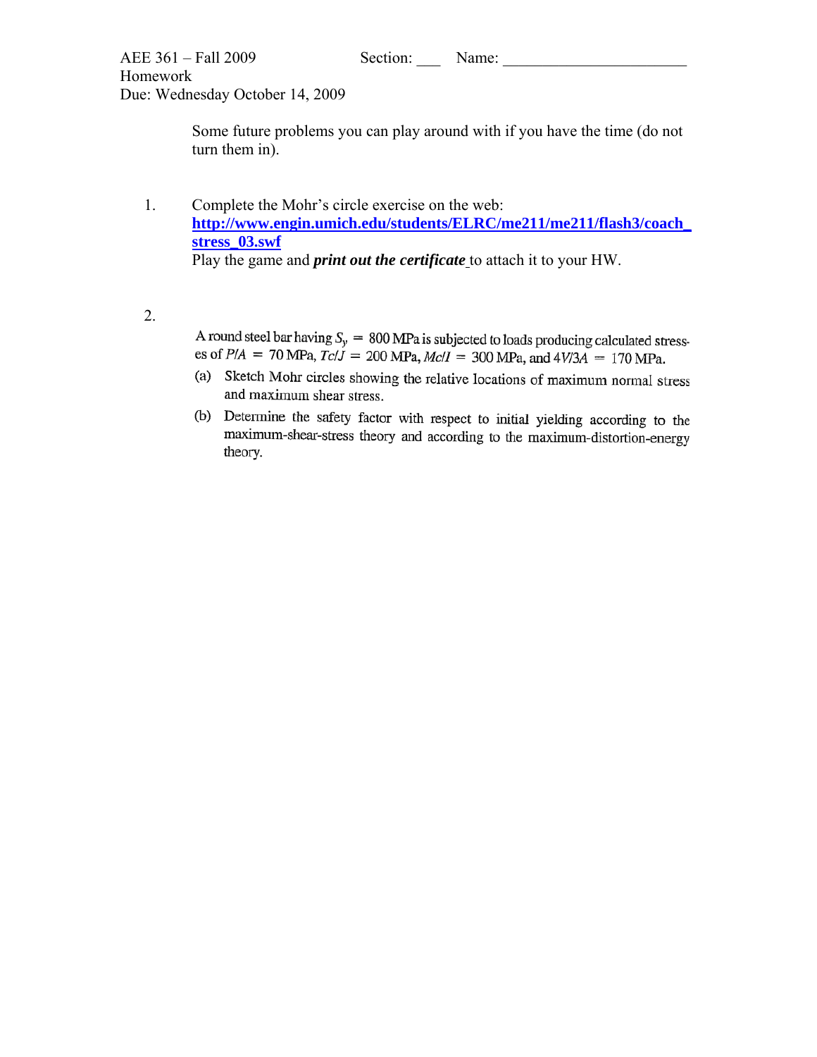AEE 361 – Fall 2009 Section: ___ Name: ______________________

Homework

Due: Wednesday October 14, 2009

Some future problems you can play around with if you have the time (do not turn them in).

1. Complete the Mohr's circle exercise on the web: **http://www.engin.umich.edu/students/ELRC/me211/me211/flash3/coach_stress_03.swf**
   Play the game and ***print out the certificate*** to attach it to your HW.

2. A round steel bar having $S_y = 800$ MPa is subjected to loads producing calculated stresses of $P/A = 70$ MPa, $Tc/J = 200$ MPa, $Mc/I = 300$ MPa, and $4V/3A = 170$ MPa.

   (a) Sketch Mohr circles showing the relative locations of maximum normal stress and maximum shear stress.

   (b) Determine the safety factor with respect to initial yielding according to the maximum-shear-stress theory and according to the maximum-distortion-energy theory.